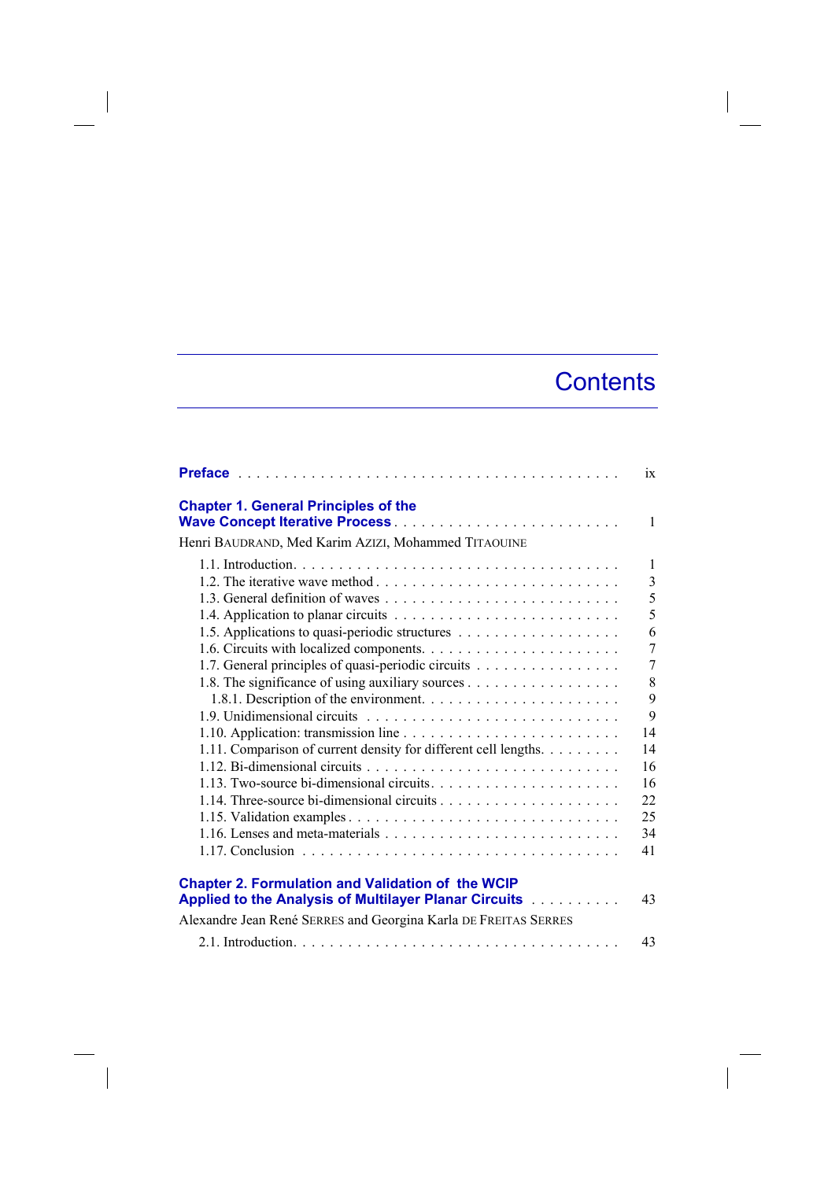# Contents

**Preface** . . . . . . . . . . . . . . . . . . . . . . . . . . . . . . . . . . . . . . . . ix

**Chapter 1. General Principles of the Wave Concept Iterative Process** . . . . . . . . . . . . . . . . . . . . . . . . 1

Henri BAUDRAND, Med Karim AZIZI, Mohammed TITAOUINE

1.1. Introduction. . . . . . . . . . . . . . . . . . . . . . . . . . . . . . . . . . . . 1
1.2. The iterative wave method . . . . . . . . . . . . . . . . . . . . . . . . . . 3
1.3. General definition of waves . . . . . . . . . . . . . . . . . . . . . . . . . 5
1.4. Application to planar circuits . . . . . . . . . . . . . . . . . . . . . . . . 5
1.5. Applications to quasi-periodic structures . . . . . . . . . . . . . . . . . . 6
1.6. Circuits with localized components. . . . . . . . . . . . . . . . . . . . . . 7
1.7. General principles of quasi-periodic circuits . . . . . . . . . . . . . . . . 7
1.8. The significance of using auxiliary sources . . . . . . . . . . . . . . . . . 8
1.8.1. Description of the environment. . . . . . . . . . . . . . . . . . . . . . 9
1.9. Unidimensional circuits . . . . . . . . . . . . . . . . . . . . . . . . . . . 9
1.10. Application: transmission line . . . . . . . . . . . . . . . . . . . . . . . 14
1.11. Comparison of current density for different cell lengths. . . . . . . . . 14
1.12. Bi-dimensional circuits . . . . . . . . . . . . . . . . . . . . . . . . . . . 16
1.13. Two-source bi-dimensional circuits. . . . . . . . . . . . . . . . . . . . . 16
1.14. Three-source bi-dimensional circuits . . . . . . . . . . . . . . . . . . . . 22
1.15. Validation examples . . . . . . . . . . . . . . . . . . . . . . . . . . . . . 25
1.16. Lenses and meta-materials . . . . . . . . . . . . . . . . . . . . . . . . . . 34
1.17. Conclusion . . . . . . . . . . . . . . . . . . . . . . . . . . . . . . . . . . 41

**Chapter 2. Formulation and Validation of the WCIP Applied to the Analysis of Multilayer Planar Circuits** . . . . . . . . . . 43

Alexandre Jean René SERRES and Georgina Karla DE FREITAS SERRES

2.1. Introduction. . . . . . . . . . . . . . . . . . . . . . . . . . . . . . . . . . . . 43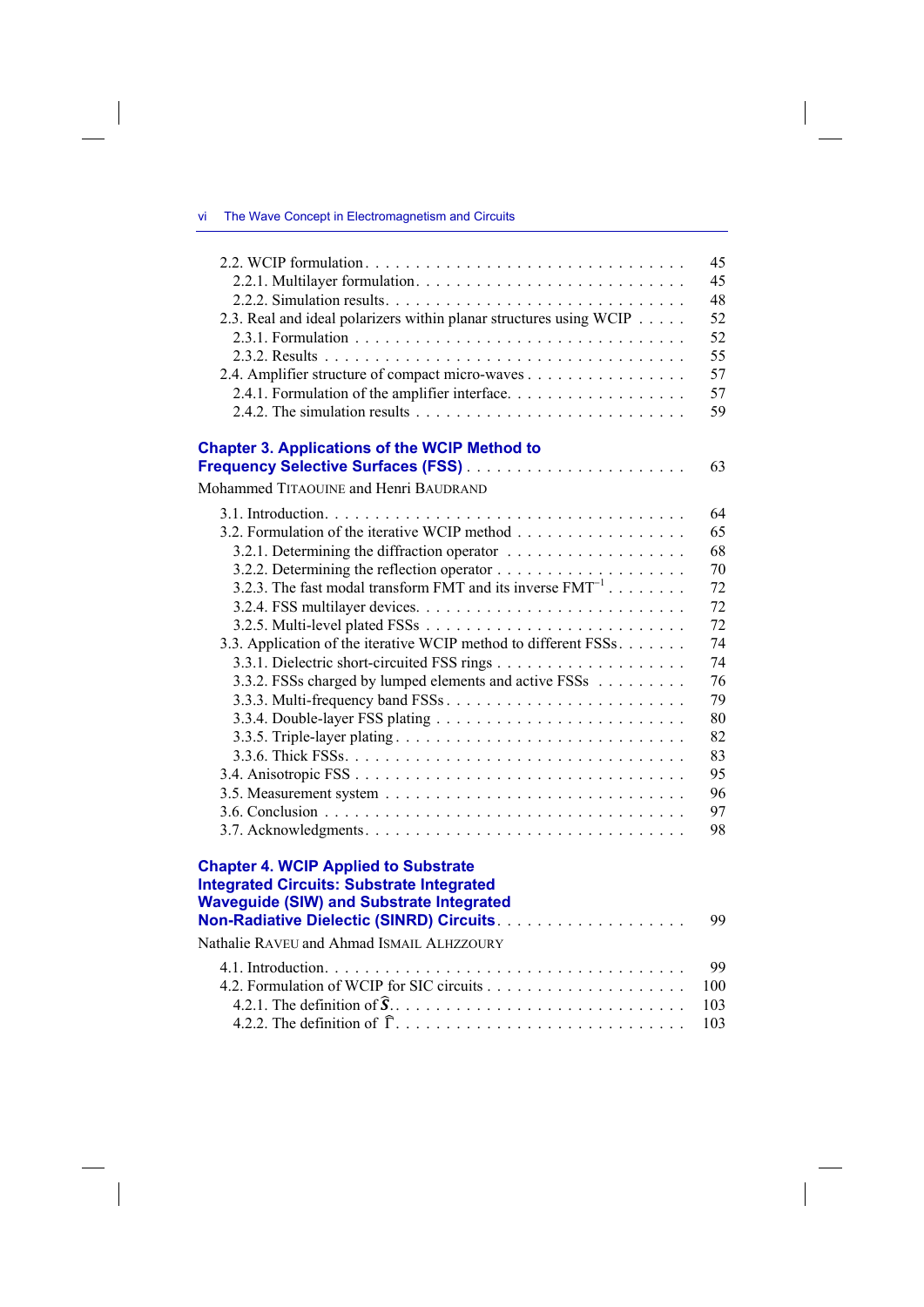2.2. WCIP formulation . . . . . . . . . . . . . . . . . . . . . . . . . . . . . . 45
  2.2.1. Multilayer formulation . . . . . . . . . . . . . . . . . . . . . . . . 45
  2.2.2. Simulation results . . . . . . . . . . . . . . . . . . . . . . . . . . 48
2.3. Real and ideal polarizers within planar structures using WCIP . . . . . 52
  2.3.1. Formulation . . . . . . . . . . . . . . . . . . . . . . . . . . . . . 52
  2.3.2. Results . . . . . . . . . . . . . . . . . . . . . . . . . . . . . . . 55
2.4. Amplifier structure of compact micro-waves . . . . . . . . . . . . . . . 57
  2.4.1. Formulation of the amplifier interface . . . . . . . . . . . . . . . . 57
  2.4.2. The simulation results . . . . . . . . . . . . . . . . . . . . . . . . 59

**Chapter 3. Applications of the WCIP Method to Frequency Selective Surfaces (FSS)** . . . . . . . . . . . . . . . . . . . . . . 63

Mohammed TITAOUINE and Henri BAUDRAND

3.1. Introduction . . . . . . . . . . . . . . . . . . . . . . . . . . . . . . . 64
3.2. Formulation of the iterative WCIP method . . . . . . . . . . . . . . . . 65
  3.2.1. Determining the diffraction operator . . . . . . . . . . . . . . . . . 68
  3.2.2. Determining the reflection operator . . . . . . . . . . . . . . . . . 70
  3.2.3. The fast modal transform FMT and its inverse $FMT^{-1}$ . . . . . . . . 72
  3.2.4. FSS multilayer devices . . . . . . . . . . . . . . . . . . . . . . . . 72
  3.2.5. Multi-level plated FSSs . . . . . . . . . . . . . . . . . . . . . . . 72
3.3. Application of the iterative WCIP method to different FSSs . . . . . . . 74
  3.3.1. Dielectric short-circuited FSS rings . . . . . . . . . . . . . . . . . 74
  3.3.2. FSSs charged by lumped elements and active FSSs . . . . . . . . . 76
  3.3.3. Multi-frequency band FSSs . . . . . . . . . . . . . . . . . . . . . . 79
  3.3.4. Double-layer FSS plating . . . . . . . . . . . . . . . . . . . . . . . 80
  3.3.5. Triple-layer plating . . . . . . . . . . . . . . . . . . . . . . . . . 82
  3.3.6. Thick FSSs . . . . . . . . . . . . . . . . . . . . . . . . . . . . . . 83
3.4. Anisotropic FSS . . . . . . . . . . . . . . . . . . . . . . . . . . . . . . 95
3.5. Measurement system . . . . . . . . . . . . . . . . . . . . . . . . . . . . 96
3.6. Conclusion . . . . . . . . . . . . . . . . . . . . . . . . . . . . . . . . 97
3.7. Acknowledgments . . . . . . . . . . . . . . . . . . . . . . . . . . . . . 98

**Chapter 4. WCIP Applied to Substrate Integrated Circuits: Substrate Integrated Waveguide (SIW) and Substrate Integrated Non-Radiative Dielectric (SINRD) Circuits** . . . . . . . . . . . . . . . . . . . 99

Nathalie RAVEU and Ahmad ISMAIL ALHZZOURY

4.1. Introduction . . . . . . . . . . . . . . . . . . . . . . . . . . . . . . . 99
4.2. Formulation of WCIP for SIC circuits . . . . . . . . . . . . . . . . . . 100
  4.2.1. The definition of $\hat{S}$ . . . . . . . . . . . . . . . . . . . . . . 103
  4.2.2. The definition of $\hat{\Gamma}$ . . . . . . . . . . . . . . . . . . . . . 103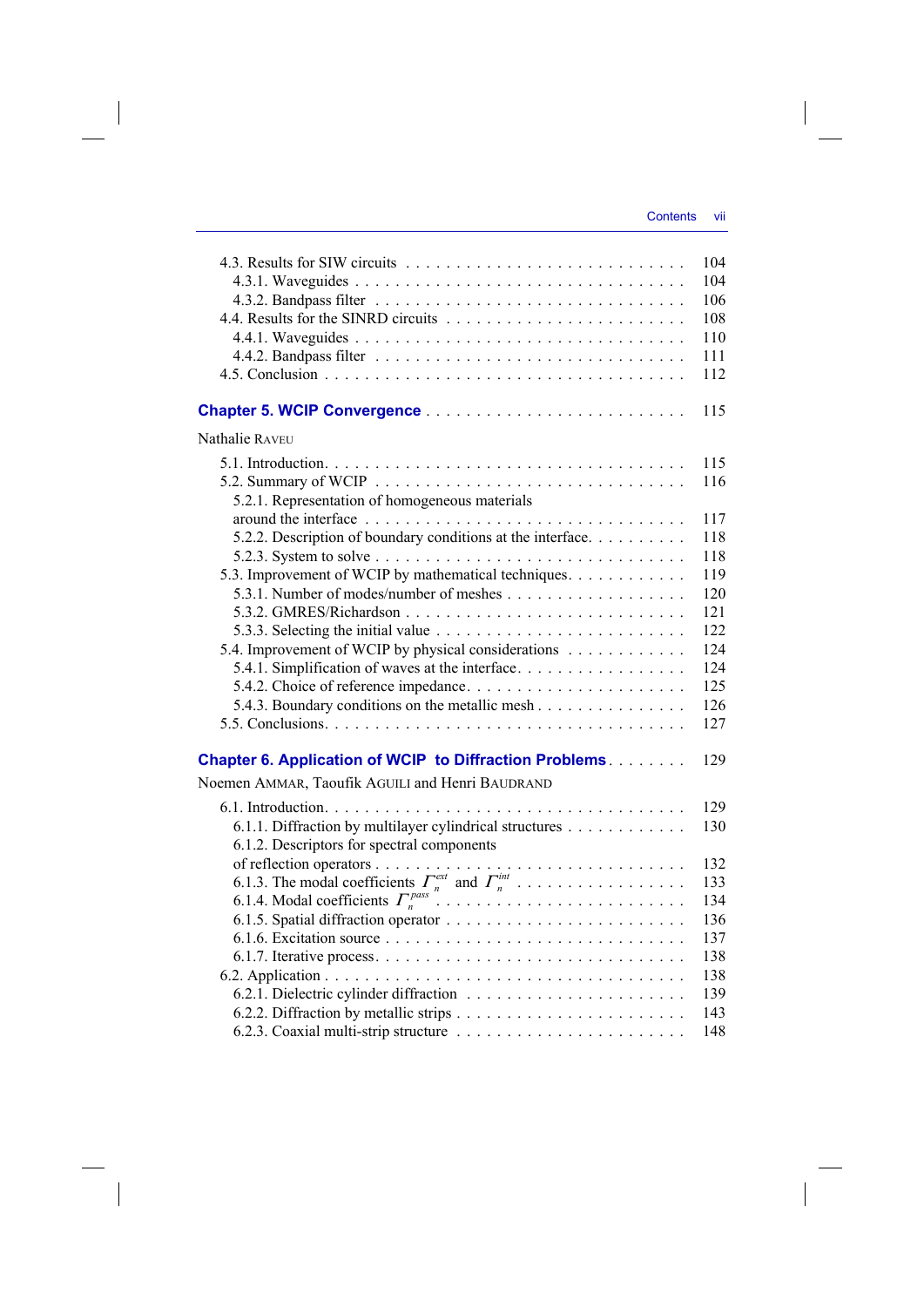4.3. Results for SIW circuits . . . . . . . . . . . . . . . . . . . . . . . . . . . 104
4.3.1. Waveguides . . . . . . . . . . . . . . . . . . . . . . . . . . . . . . . 104
4.3.2. Bandpass filter . . . . . . . . . . . . . . . . . . . . . . . . . . . . . 106
4.4. Results for the SINRD circuits . . . . . . . . . . . . . . . . . . . . . . . . 108
4.4.1. Waveguides . . . . . . . . . . . . . . . . . . . . . . . . . . . . . . . 110
4.4.2. Bandpass filter . . . . . . . . . . . . . . . . . . . . . . . . . . . . . 111
4.5. Conclusion . . . . . . . . . . . . . . . . . . . . . . . . . . . . . . . . . . 112

**Chapter 5. WCIP Convergence** . . . . . . . . . . . . . . . . . . . . . . . . . 115

Nathalie RAVEU

5.1. Introduction. . . . . . . . . . . . . . . . . . . . . . . . . . . . . . . . . . . 115
5.2. Summary of WCIP . . . . . . . . . . . . . . . . . . . . . . . . . . . . . . 116
5.2.1. Representation of homogeneous materials around the interface . . . . . . . . . . . . . . . . . . . . . . . . . . . . . . 117
5.2.2. Description of boundary conditions at the interface. . . . . . . . . . 118
5.2.3. System to solve . . . . . . . . . . . . . . . . . . . . . . . . . . . . . 118
5.3. Improvement of WCIP by mathematical techniques. . . . . . . . . . . . 119
5.3.1. Number of modes/number of meshes . . . . . . . . . . . . . . . . . . 120
5.3.2. GMRES/Richardson . . . . . . . . . . . . . . . . . . . . . . . . . . . 121
5.3.3. Selecting the initial value . . . . . . . . . . . . . . . . . . . . . . . . 122
5.4. Improvement of WCIP by physical considerations . . . . . . . . . . . . 124
5.4.1. Simplification of waves at the interface. . . . . . . . . . . . . . . . . 124
5.4.2. Choice of reference impedance. . . . . . . . . . . . . . . . . . . . . . 125
5.4.3. Boundary conditions on the metallic mesh . . . . . . . . . . . . . . . 126
5.5. Conclusions. . . . . . . . . . . . . . . . . . . . . . . . . . . . . . . . . . . 127

**Chapter 6. Application of WCIP to Diffraction Problems** . . . . . . . . 129

Noemen AMMAR, Taoufik AGUILI and Henri BAUDRAND

6.1. Introduction. . . . . . . . . . . . . . . . . . . . . . . . . . . . . . . . . . . 129
6.1.1. Diffraction by multilayer cylindrical structures . . . . . . . . . . . . 130
6.1.2. Descriptors for spectral components of reflection operators . . . . . . . . . . . . . . . . . . . . . . . . . . . . . . 132
6.1.3. The modal coefficients $\Gamma_n^{ext}$ and $\Gamma_n^{int}$ . . . . . . . . . . . . . . . . . 133
6.1.4. Modal coefficients $\Gamma_n^{pass}$ . . . . . . . . . . . . . . . . . . . . . . . . . 134
6.1.5. Spatial diffraction operator . . . . . . . . . . . . . . . . . . . . . . . 136
6.1.6. Excitation source . . . . . . . . . . . . . . . . . . . . . . . . . . . . . 137
6.1.7. Iterative process. . . . . . . . . . . . . . . . . . . . . . . . . . . . . . 138
6.2. Application . . . . . . . . . . . . . . . . . . . . . . . . . . . . . . . . . . 138
6.2.1. Dielectric cylinder diffraction . . . . . . . . . . . . . . . . . . . . . . 139
6.2.2. Diffraction by metallic strips . . . . . . . . . . . . . . . . . . . . . . 143
6.2.3. Coaxial multi-strip structure . . . . . . . . . . . . . . . . . . . . . . . 148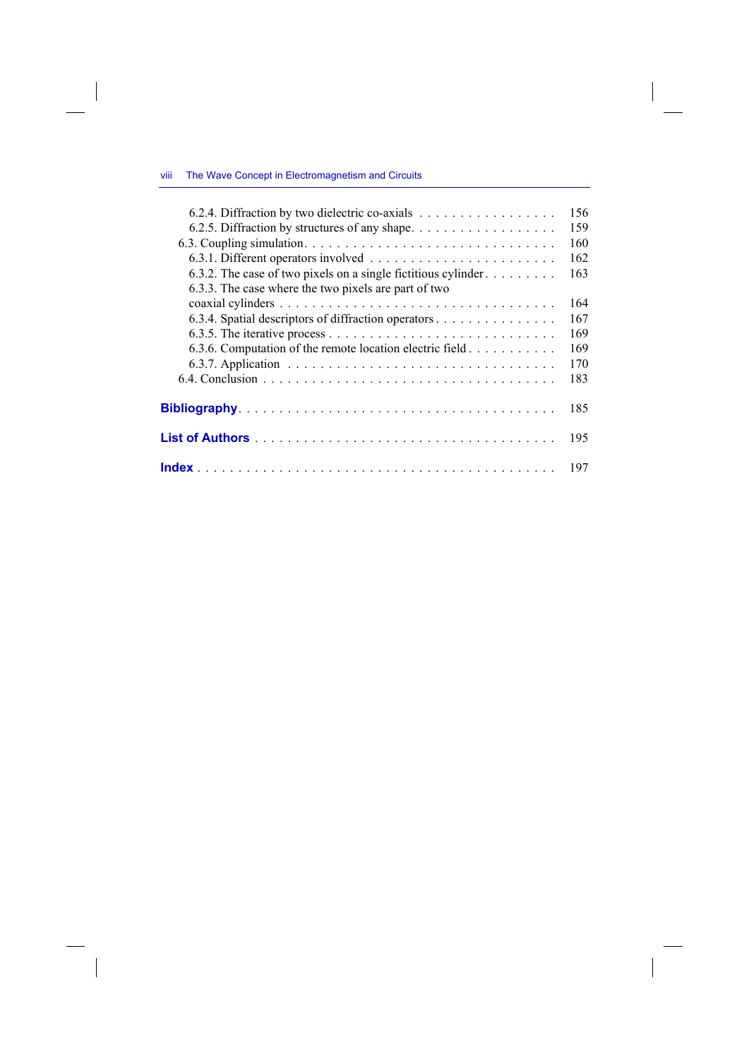6.2.4. Diffraction by two dielectric co-axials . . . . . . . . . . . . . . . . . 156
6.2.5. Diffraction by structures of any shape. . . . . . . . . . . . . . . . . . 159
6.3. Coupling simulation. . . . . . . . . . . . . . . . . . . . . . . . . . . . . . 160
6.3.1. Different operators involved . . . . . . . . . . . . . . . . . . . . . . . 162
6.3.2. The case of two pixels on a single fictitious cylinder . . . . . . . . . 163
6.3.3. The case where the two pixels are part of two coaxial cylinders . . . . . . . . . . . . . . . . . . . . . . . . . . . . . . . . 164
6.3.4. Spatial descriptors of diffraction operators . . . . . . . . . . . . . . . 167
6.3.5. The iterative process . . . . . . . . . . . . . . . . . . . . . . . . . . . 169
6.3.6. Computation of the remote location electric field . . . . . . . . . . . 169
6.3.7. Application . . . . . . . . . . . . . . . . . . . . . . . . . . . . . . . . 170
6.4. Conclusion . . . . . . . . . . . . . . . . . . . . . . . . . . . . . . . . . . 183

**Bibliography** . . . . . . . . . . . . . . . . . . . . . . . . . . . . . . . . . . . . 185

**List of Authors** . . . . . . . . . . . . . . . . . . . . . . . . . . . . . . . . . . 195

**Index** . . . . . . . . . . . . . . . . . . . . . . . . . . . . . . . . . . . . . . . . 197